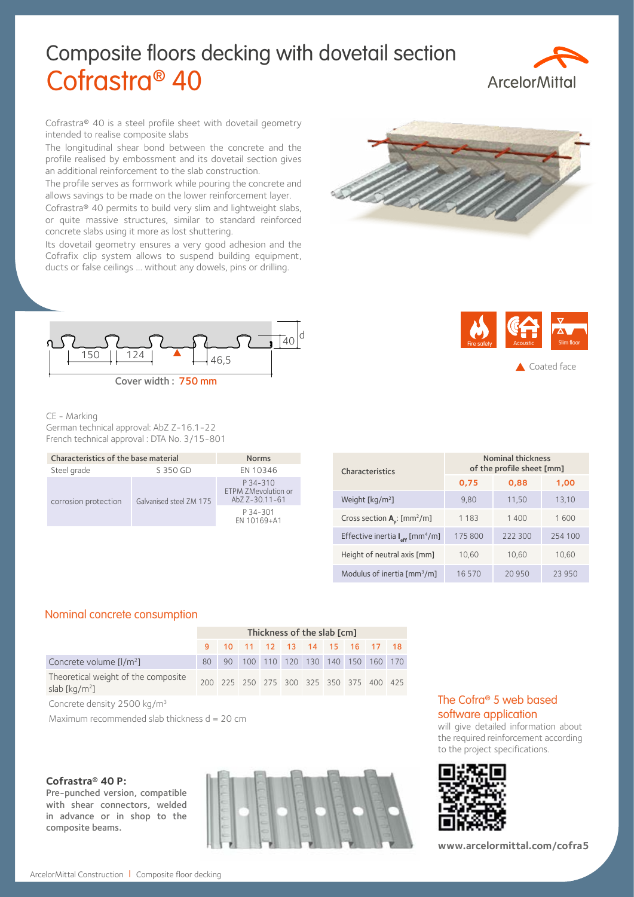# Composite floors decking with dovetail section

# Cofrastra® 40

Cofrastra® 40 is a steel profile sheet with dovetail geometry intended to realise composite slabs

The longitudinal shear bond between the concrete and the profile realised by embossment and its dovetail section gives an additional reinforcement to the slab construction.

The profile serves as formwork while pouring the concrete and allows savings to be made on the lower reinforcement layer.

Cofrastra® 40 permits to build very slim and lightweight slabs, or quite massive structures, similar to standard reinforced concrete slabs using it more as lost shuttering.

Its dovetail geometry ensures a very good adhesion and the Cofrafix clip system allows to suspend building equipment, ducts or false ceilings ... without any dowels, pins or drilling.

150 | 124 | 46,5 | 40 | d

Cover width : **750 mm**

Fire safety | Acoustic | Slim floor

▲ Coated face

CE - Marking

German technical approval: AbZ Z-16.1-22

French technical approval : DTA No. 3/15-801

| Characteristics of the base material | | Norms |
|---|---|---|
| Steel grade | S 350 GD | EN 10346 |
| corrosion protection | Galvanised steel ZM 175 | P 34-310 ETPM ZMevolution or AbZ Z-30.11-61 |
| | | P 34-301 EN 10169+A1 |

| Characteristics | Nominal thickness of the profile sheet [mm] | | |
|---|---|---|---|
| | 0,75 | 0,88 | 1,00 |
| Weight [kg/m²] | 9,80 | 11,50 | 13,10 |
| Cross section $A_p$: [mm²/m] | 1 183 | 1 400 | 1 600 |
| Effective inertia $I_{eff}$ [mm⁴/m] | 175 800 | 222 300 | 254 100 |
| Height of neutral axis [mm] | 10,60 | 10,60 | 10,60 |
| Modulus of inertia [mm³/m] | 16 570 | 20 950 | 23 950 |

## Nominal concrete consumption

| | Thickness of the slab [cm] | | | | | | | | | |
|---|---|---|---|---|---|---|---|---|---|---|
| | 9 | 10 | 11 | 12 | 13 | 14 | 15 | 16 | 17 | 18 |
| Concrete volume [l/m²] | 80 | 90 | 100 | 110 | 120 | 130 | 140 | 150 | 160 | 170 |
| Theoretical weight of the composite slab [kg/m²] | 200 | 225 | 250 | 275 | 300 | 325 | 350 | 375 | 400 | 425 |

Concrete density 2500 kg/m³

Maximum recommended slab thickness d = 20 cm

**Cofrastra® 40 P:**

**Pre-punched version, compatible with shear connectors, welded in advance or in shop to the composite beams.**

## The Cofra® 5 web based software application

will give detailed information about the required reinforcement according to the project specifications.

**www.arcelormittal.com/cofra5**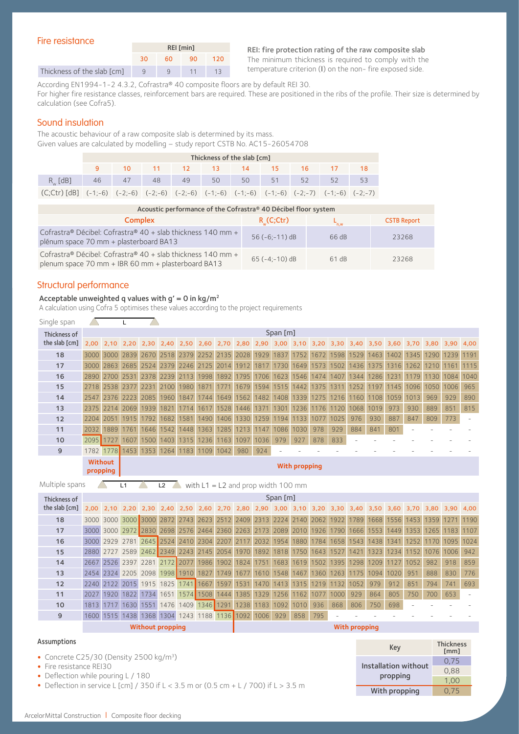## Fire resistance

| | REI [min] | | | |
|---|---|---|---|---|
| | 30 | 60 | 90 | 120 |
| Thickness of the slab [cm] | 9 | 9 | 11 | 13 |

**REI: fire protection rating of the raw composite slab**
The minimum thickness is required to comply with the temperature criterion (I) on the non- fire exposed side.

According EN1994-1-2 4.3.2, Cofrastra® 40 composite floors are by default REI 30.
For higher fire resistance classes, reinforcement bars are required. These are positioned in the ribs of the profile. Their size is determined by calculation (see Cofra5).

## Sound insulation

The acoustic behaviour of a raw composite slab is determined by its mass.
Given values are calculated by modelling – study report CSTB No. AC15-26054708

| | Thickness of the slab [cm] | | | | | | | | | |
|---|---|---|---|---|---|---|---|---|---|---|
| | 9 | 10 | 11 | 12 | 13 | 14 | 15 | 16 | 17 | 18 |
| $R_w$ [dB] | 46 | 47 | 48 | 49 | 50 | 50 | 51 | 52 | 52 | 53 |
| (C;Ctr) [dB] | (-1;-6) | (-2;-6) | (-2;-6) | (-2;-6) | (-1;-6) | (-1;-6) | (-1;-6) | (-2;-7) | (-1;-6) | (-2;-7) |

| Acoustic performance of the Cofrastra® 40 Décibel floor system | | | |
|---|---|---|---|
| Complex | $R_w$(C;Ctr) | $L_{n,w}$ | CSTB Report |
| Cofrastra® Décibel: Cofrastra® 40 + slab thickness 140 mm + plénum space 70 mm + plasterboard BA13 | 56 (-6;-11) dB | 66 dB | 23268 |
| Cofrastra® Décibel: Cofrastra® 40 + slab thickness 140 mm + plenum space 70 mm + IBR 60 mm + plasterboard BA13 | 65 (-4;-10) dB | 61 dB | 23268 |

## Structural performance

**Acceptable unweighted q values with g' = 0 in kg/m²**

A calculation using Cofra 5 optimises these values according to the project requirements

Single span (L)

| Thickness of the slab [cm] | Span [m] | | | | | | | | | | | | | | | | | | | | |
|---|---|---|---|---|---|---|---|---|---|---|---|---|---|---|---|---|---|---|---|---|---|
| | 2,00 | 2,10 | 2,20 | 2,30 | 2,40 | 2,50 | 2,60 | 2,70 | 2,80 | 2,90 | 3,00 | 3,10 | 3,20 | 3,30 | 3,40 | 3,50 | 3,60 | 3,70 | 3,80 | 3,90 | 4,00 |
| 18 | 3000 | 3000 | 2839 | 2670 | 2518 | 2379 | 2252 | 2135 | 2028 | 1929 | 1837 | 1752 | 1672 | 1598 | 1529 | 1463 | 1402 | 1345 | 1290 | 1239 | 1191 |
| 17 | 3000 | 2863 | 2685 | 2524 | 2379 | 2246 | 2125 | 2014 | 1912 | 1817 | 1730 | 1649 | 1573 | 1502 | 1436 | 1375 | 1316 | 1262 | 1210 | 1161 | 1115 |
| 16 | 2890 | 2700 | 2531 | 2378 | 2239 | 2113 | 1998 | 1892 | 1795 | 1706 | 1623 | 1546 | 1474 | 1407 | 1344 | 1286 | 1231 | 1179 | 1130 | 1084 | 1040 |
| 15 | 2718 | 2538 | 2377 | 2231 | 2100 | 1980 | 1871 | 1771 | 1679 | 1594 | 1515 | 1442 | 1375 | 1311 | 1252 | 1197 | 1145 | 1096 | 1050 | 1006 | 965 |
| 14 | 2547 | 2376 | 2223 | 2085 | 1960 | 1847 | 1744 | 1649 | 1562 | 1482 | 1408 | 1339 | 1275 | 1216 | 1160 | 1108 | 1059 | 1013 | 969 | 929 | 890 |
| 13 | 2375 | 2214 | 2069 | 1939 | 1821 | 1714 | 1617 | 1528 | 1446 | 1371 | 1301 | 1236 | 1176 | 1120 | 1068 | 1019 | 973 | 930 | 889 | 851 | 815 |
| 12 | 2204 | 2051 | 1915 | 1792 | 1682 | 1581 | 1490 | 1406 | 1330 | 1259 | 1194 | 1133 | 1077 | 1025 | 976 | 930 | 887 | 847 | 809 | 773 | - |
| 11 | 2032 | 1889 | 1761 | 1646 | 1542 | 1448 | 1363 | 1285 | 1213 | 1147 | 1086 | 1030 | 978 | 929 | 884 | 841 | 801 | - | - | - | - |
| 10 | 2095 | 1727 | 1607 | 1500 | 1403 | 1315 | 1236 | 1163 | 1097 | 1036 | 979 | 927 | 878 | 833 | - | - | - | - | - | - | - |
| 9 | 1782 | 1778 | 1453 | 1353 | 1264 | 1183 | 1109 | 1042 | 980 | 924 | - | - | - | - | - | - | - | - | - | - | - |
| | Without propping | With propping | | | | | | | | | | | | | | | | | | | |

Multiple spans (L1, L2) with L1 = L2 and prop width 100 mm

| Thickness of the slab [cm] | Span [m] | | | | | | | | | | | | | | | | | | | | |
|---|---|---|---|---|---|---|---|---|---|---|---|---|---|---|---|---|---|---|---|---|---|
| | 2,00 | 2,10 | 2,20 | 2,30 | 2,40 | 2,50 | 2,60 | 2,70 | 2,80 | 2,90 | 3,00 | 3,10 | 3,20 | 3,30 | 3,40 | 3,50 | 3,60 | 3,70 | 3,80 | 3,90 | 4,00 |
| 18 | 3000 | 3000 | 3000 | 3000 | 2872 | 2743 | 2623 | 2512 | 2409 | 2313 | 2224 | 2140 | 2062 | 1922 | 1789 | 1668 | 1556 | 1453 | 1359 | 1271 | 1190 |
| 17 | 3000 | 3000 | 2972 | 2830 | 2698 | 2576 | 2464 | 2360 | 2263 | 2173 | 2089 | 2010 | 1926 | 1790 | 1666 | 1553 | 1449 | 1353 | 1265 | 1183 | 1107 |
| 16 | 3000 | 2929 | 2781 | 2645 | 2524 | 2410 | 2304 | 2207 | 2117 | 2032 | 1954 | 1880 | 1784 | 1658 | 1543 | 1438 | 1341 | 1252 | 1170 | 1095 | 1024 |
| 15 | 2880 | 2727 | 2589 | 2462 | 2349 | 2243 | 2145 | 2054 | 1970 | 1892 | 1818 | 1750 | 1643 | 1527 | 1421 | 1323 | 1234 | 1152 | 1076 | 1006 | 942 |
| 14 | 2667 | 2526 | 2397 | 2281 | 2172 | 2077 | 1986 | 1902 | 1824 | 1751 | 1683 | 1619 | 1502 | 1395 | 1298 | 1209 | 1127 | 1052 | 982 | 918 | 859 |
| 13 | 2454 | 2324 | 2205 | 2098 | 1998 | 1910 | 1827 | 1749 | 1677 | 1610 | 1548 | 1467 | 1360 | 1263 | 1175 | 1094 | 1020 | 951 | 888 | 830 | 776 |
| 12 | 2240 | 2122 | 2015 | 1915 | 1825 | 1741 | 1667 | 1597 | 1531 | 1470 | 1413 | 1315 | 1219 | 1132 | 1052 | 979 | 912 | 851 | 794 | 741 | 693 |
| 11 | 2027 | 1920 | 1822 | 1734 | 1651 | 1574 | 1508 | 1444 | 1385 | 1329 | 1256 | 1162 | 1077 | 1000 | 929 | 864 | 805 | 750 | 700 | 653 | - |
| 10 | 1813 | 1717 | 1630 | 1551 | 1476 | 1409 | 1346 | 1291 | 1238 | 1183 | 1092 | 1010 | 936 | 868 | 806 | 750 | 698 | - | - | - | - |
| 9 | 1600 | 1515 | 1438 | 1368 | 1304 | 1243 | 1188 | 1136 | 1092 | 1006 | 929 | 858 | 795 | - | - | - | - | - | - | - | - |
| | Without propping | | | | | | | | With propping | | | | | | | | | | | | |

**Assumptions**

- Concrete C25/30 (Density 2500 kg/m³)
- Fire resistance REI30
- Deflection while pouring L / 180
- Deflection in service L [cm] / 350 if L < 3.5 m or (0.5 cm + L / 700) if L > 3.5 m

| Key | Thickness [mm] |
|---|---|
| Installation without propping | 0,75 |
| | 0,88 |
| | 1,00 |
| With propping | 0,75 |